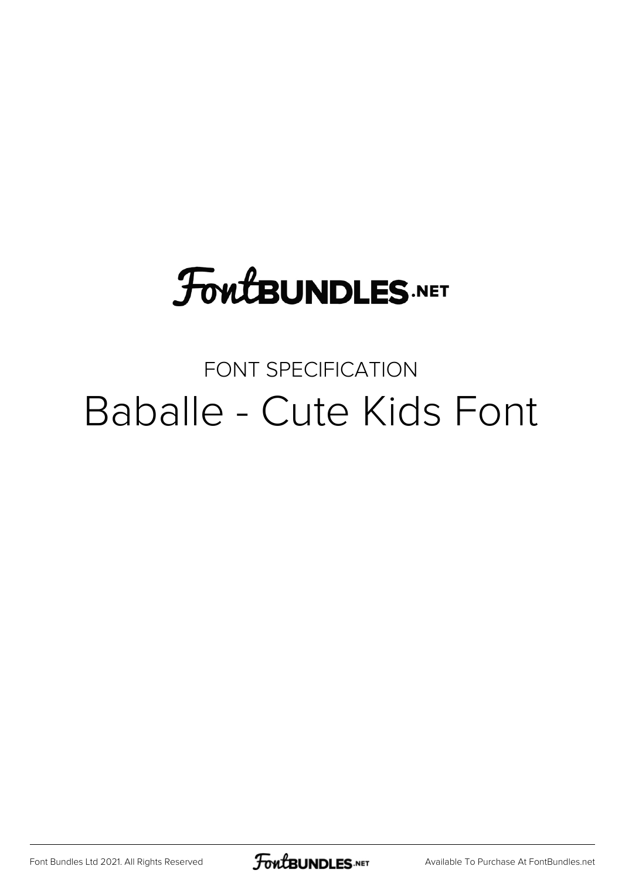# FontBUNDLES.NET

FONT SPECIFICATION

## Baballe - Cute Kids Font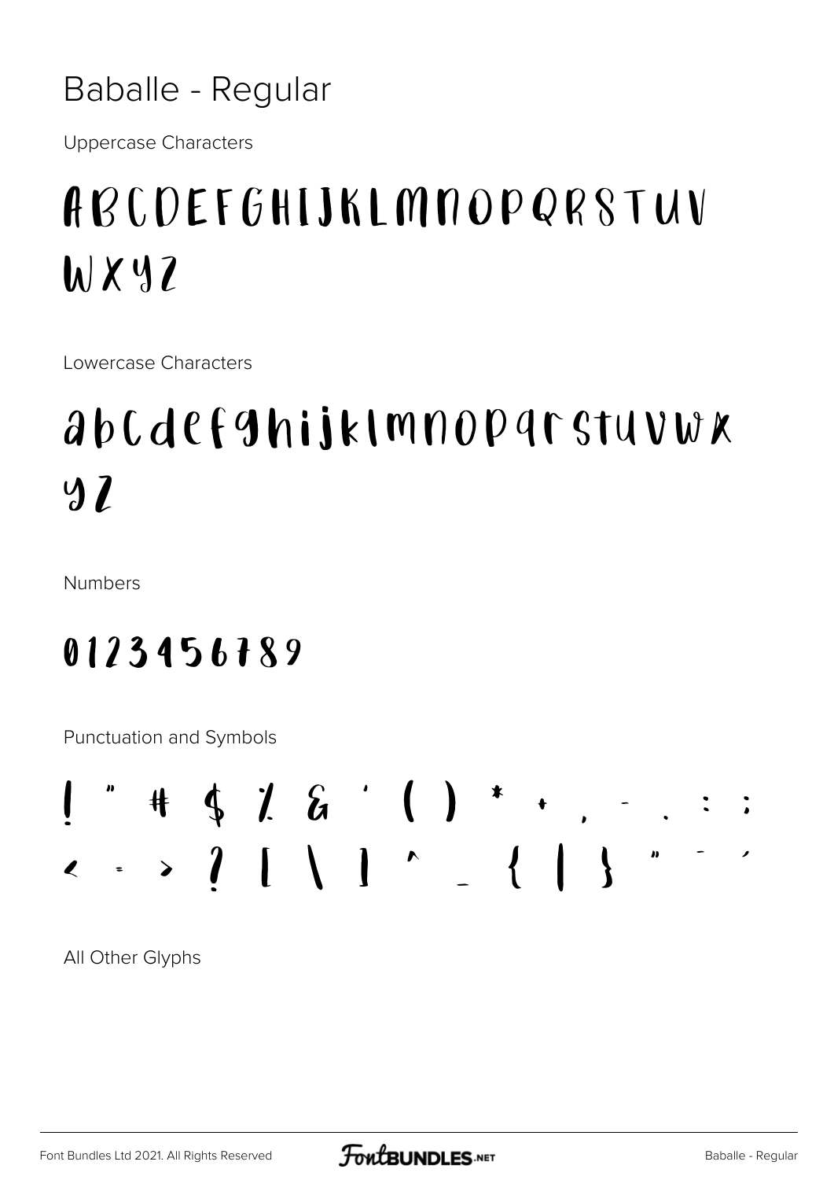# Baballe - Regular

Uppercase Characters

ABCDEFGHIJKLMNOPQRSTUV
WXYZ

Lowercase Characters

abcdefghijklmnopqrstuvwx
yz

Numbers

0123456789

Punctuation and Symbols

! " # $ % & ' ( ) * + , - . : ;
< = > ? [ \ ] ^ _ { | } " - ’

All Other Glyphs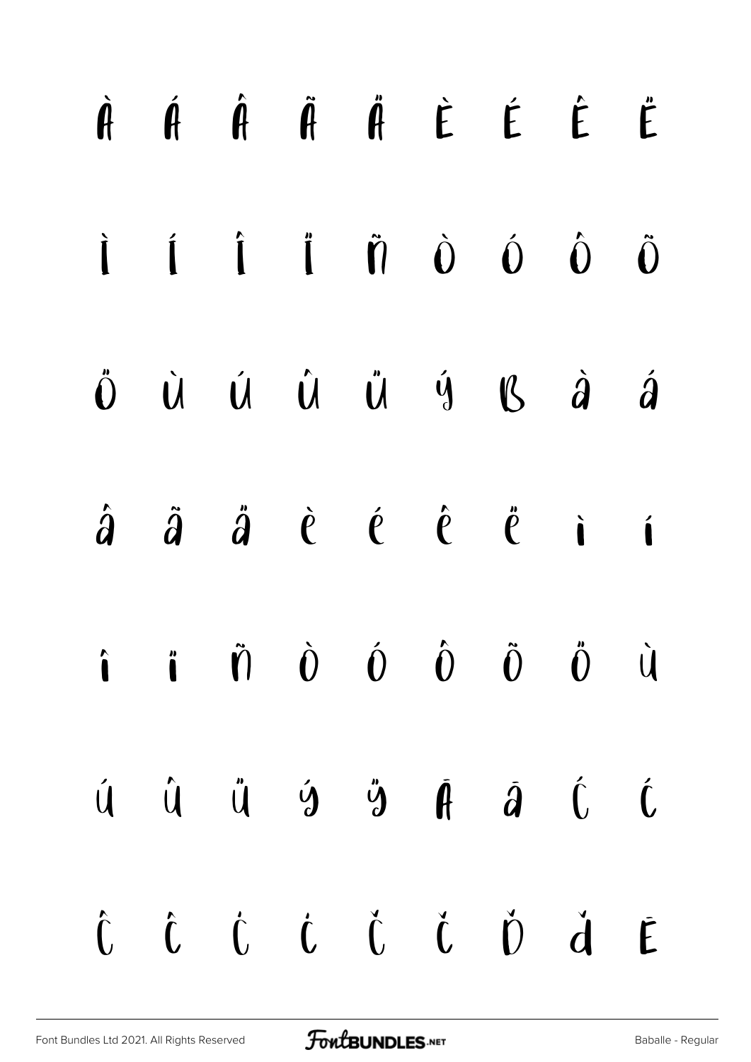À Á Â Ã Ä È É Ê Ë

Ì Í Î Ï Ñ Ò Ó Ô Õ

Ö Ù Ú Û Ü Ý ß à á

â ã ä è é ê ë ì í

î ï ñ ò ó ô õ ö ù

ú û ü ý ÿ Ā ā Ć ć

Ĉ ĉ Ċ ċ Č č Ď ď Ē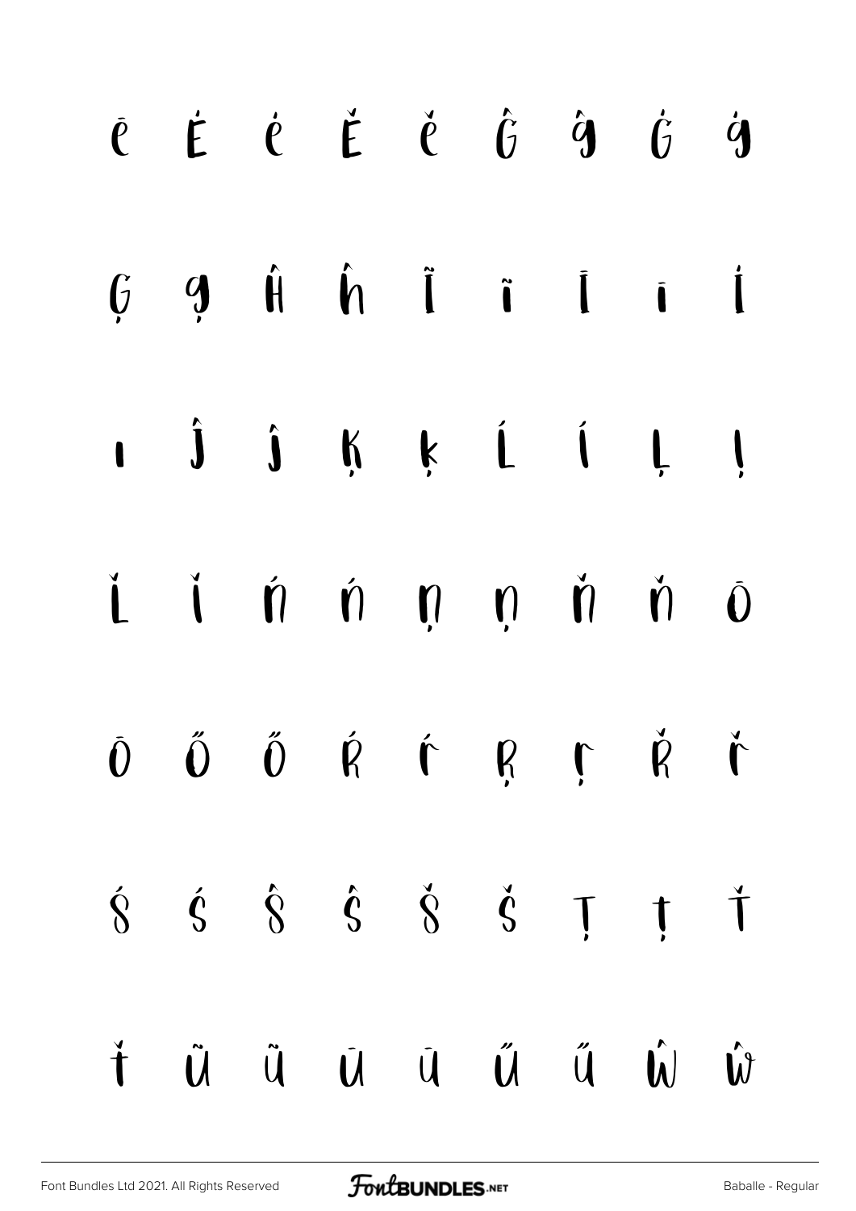ē Ė ė Ě ě Ĝ ĝ Ġ ġ

Ģ ģ Ĥ ĥ Ĩ ĩ Ī ī İ

ı Ĵ ĵ Ķ ķ Ĺ ĺ Ļ ļ

Ľ ľ Ń ń Ņ ņ Ň ň Ō

ō Ő ő Ŕ ŕ Ŗ ŗ Ř ř

Ś ś Ŝ ŝ Š š Ţ ţ Ť

ť Ũ ũ Ū ū Ű ű Ŵ ŵ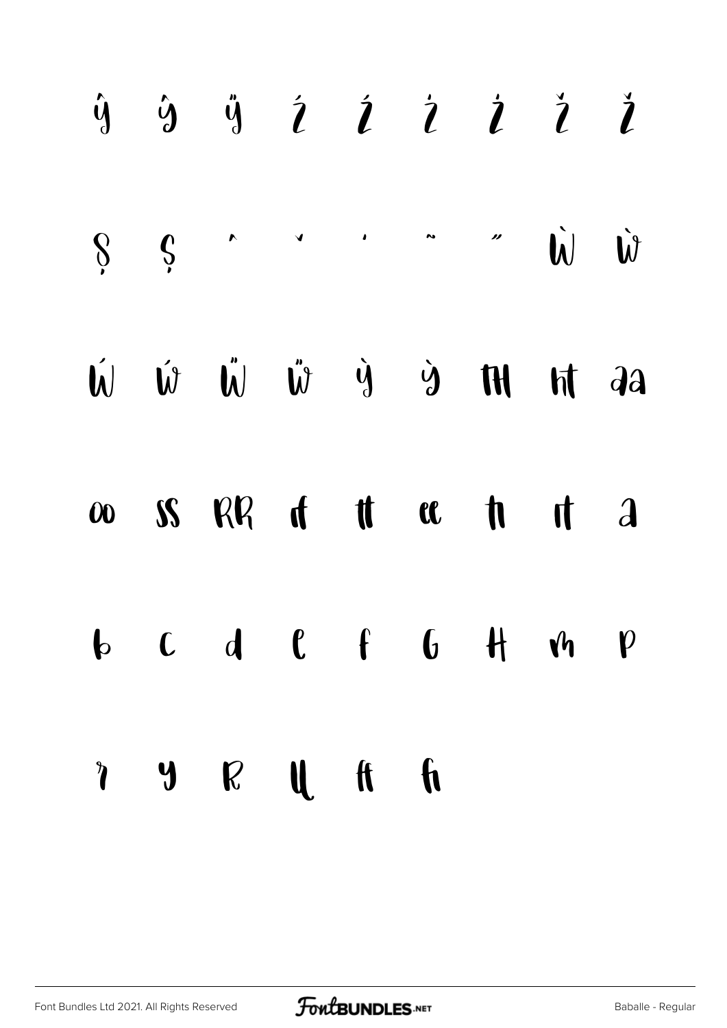ŷ ŷ ÿ ź ź ż ż ž ž

Ş ş ˆ ˇ ˙ ˜ ˝ Ẁ ẁ

Ẃ ẃ Ẅ ẅ Ỳ ỳ TH ht aa

oo ss RR rt tt ee th it a

b c d e f G H m p

r y R ll ff fi